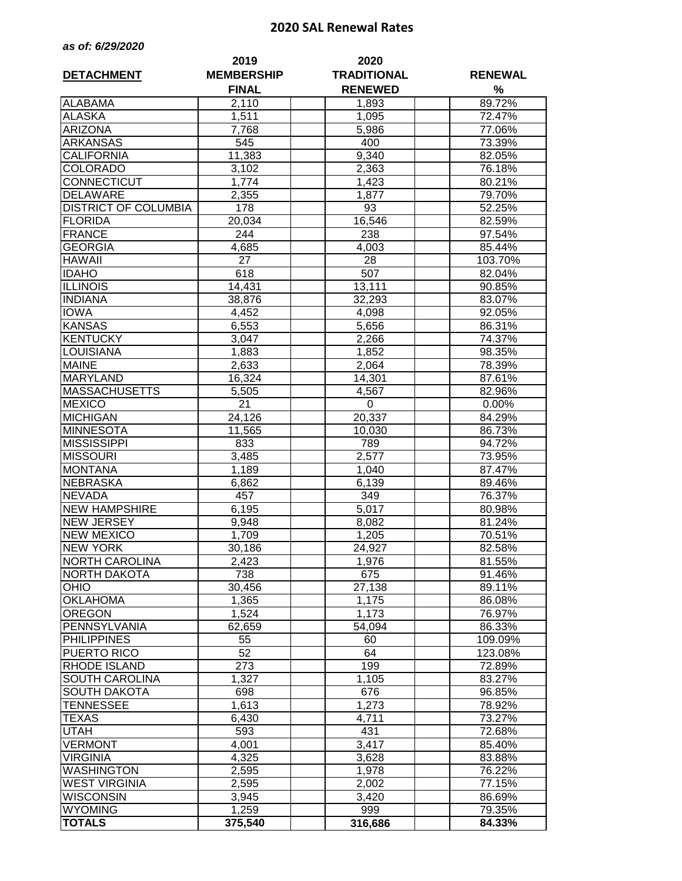## 2020 SAL Renewal Rates

***as of: 6/29/2020***

| DETACHMENT | 2019 MEMBERSHIP FINAL | 2020 TRADITIONAL RENEWED | RENEWAL % |
|---|---|---|---|
| ALABAMA | 2,110 | 1,893 | 89.72% |
| ALASKA | 1,511 | 1,095 | 72.47% |
| ARIZONA | 7,768 | 5,986 | 77.06% |
| ARKANSAS | 545 | 400 | 73.39% |
| CALIFORNIA | 11,383 | 9,340 | 82.05% |
| COLORADO | 3,102 | 2,363 | 76.18% |
| CONNECTICUT | 1,774 | 1,423 | 80.21% |
| DELAWARE | 2,355 | 1,877 | 79.70% |
| DISTRICT OF COLUMBIA | 178 | 93 | 52.25% |
| FLORIDA | 20,034 | 16,546 | 82.59% |
| FRANCE | 244 | 238 | 97.54% |
| GEORGIA | 4,685 | 4,003 | 85.44% |
| HAWAII | 27 | 28 | 103.70% |
| IDAHO | 618 | 507 | 82.04% |
| ILLINOIS | 14,431 | 13,111 | 90.85% |
| INDIANA | 38,876 | 32,293 | 83.07% |
| IOWA | 4,452 | 4,098 | 92.05% |
| KANSAS | 6,553 | 5,656 | 86.31% |
| KENTUCKY | 3,047 | 2,266 | 74.37% |
| LOUISIANA | 1,883 | 1,852 | 98.35% |
| MAINE | 2,633 | 2,064 | 78.39% |
| MARYLAND | 16,324 | 14,301 | 87.61% |
| MASSACHUSETTS | 5,505 | 4,567 | 82.96% |
| MEXICO | 21 | 0 | 0.00% |
| MICHIGAN | 24,126 | 20,337 | 84.29% |
| MINNESOTA | 11,565 | 10,030 | 86.73% |
| MISSISSIPPI | 833 | 789 | 94.72% |
| MISSOURI | 3,485 | 2,577 | 73.95% |
| MONTANA | 1,189 | 1,040 | 87.47% |
| NEBRASKA | 6,862 | 6,139 | 89.46% |
| NEVADA | 457 | 349 | 76.37% |
| NEW HAMPSHIRE | 6,195 | 5,017 | 80.98% |
| NEW JERSEY | 9,948 | 8,082 | 81.24% |
| NEW MEXICO | 1,709 | 1,205 | 70.51% |
| NEW YORK | 30,186 | 24,927 | 82.58% |
| NORTH CAROLINA | 2,423 | 1,976 | 81.55% |
| NORTH DAKOTA | 738 | 675 | 91.46% |
| OHIO | 30,456 | 27,138 | 89.11% |
| OKLAHOMA | 1,365 | 1,175 | 86.08% |
| OREGON | 1,524 | 1,173 | 76.97% |
| PENNSYLVANIA | 62,659 | 54,094 | 86.33% |
| PHILIPPINES | 55 | 60 | 109.09% |
| PUERTO RICO | 52 | 64 | 123.08% |
| RHODE ISLAND | 273 | 199 | 72.89% |
| SOUTH CAROLINA | 1,327 | 1,105 | 83.27% |
| SOUTH DAKOTA | 698 | 676 | 96.85% |
| TENNESSEE | 1,613 | 1,273 | 78.92% |
| TEXAS | 6,430 | 4,711 | 73.27% |
| UTAH | 593 | 431 | 72.68% |
| VERMONT | 4,001 | 3,417 | 85.40% |
| VIRGINIA | 4,325 | 3,628 | 83.88% |
| WASHINGTON | 2,595 | 1,978 | 76.22% |
| WEST VIRGINIA | 2,595 | 2,002 | 77.15% |
| WISCONSIN | 3,945 | 3,420 | 86.69% |
| WYOMING | 1,259 | 999 | 79.35% |
| **TOTALS** | **375,540** | **316,686** | **84.33%** |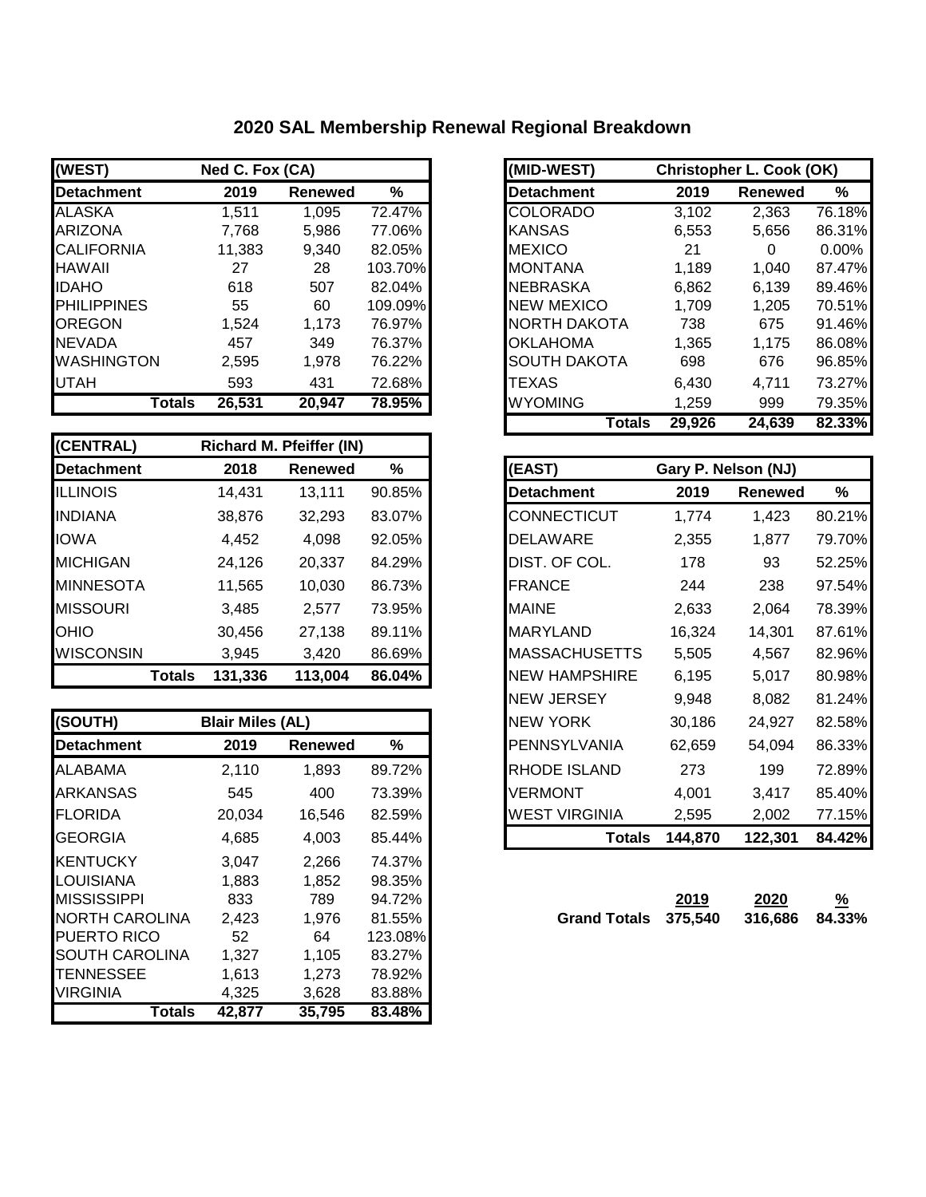# 2020 SAL Membership Renewal Regional Breakdown

| (WEST) | Ned C. Fox (CA) | | |
|---|---|---|---|
| Detachment | 2019 | Renewed | % |
| ALASKA | 1,511 | 1,095 | 72.47% |
| ARIZONA | 7,768 | 5,986 | 77.06% |
| CALIFORNIA | 11,383 | 9,340 | 82.05% |
| HAWAII | 27 | 28 | 103.70% |
| IDAHO | 618 | 507 | 82.04% |
| PHILIPPINES | 55 | 60 | 109.09% |
| OREGON | 1,524 | 1,173 | 76.97% |
| NEVADA | 457 | 349 | 76.37% |
| WASHINGTON | 2,595 | 1,978 | 76.22% |
| UTAH | 593 | 431 | 72.68% |
| **Totals** | **26,531** | **20,947** | **78.95%** |

| (MID-WEST) | Christopher L. Cook (OK) | | |
|---|---|---|---|
| Detachment | 2019 | Renewed | % |
| COLORADO | 3,102 | 2,363 | 76.18% |
| KANSAS | 6,553 | 5,656 | 86.31% |
| MEXICO | 21 | 0 | 0.00% |
| MONTANA | 1,189 | 1,040 | 87.47% |
| NEBRASKA | 6,862 | 6,139 | 89.46% |
| NEW MEXICO | 1,709 | 1,205 | 70.51% |
| NORTH DAKOTA | 738 | 675 | 91.46% |
| OKLAHOMA | 1,365 | 1,175 | 86.08% |
| SOUTH DAKOTA | 698 | 676 | 96.85% |
| TEXAS | 6,430 | 4,711 | 73.27% |
| WYOMING | 1,259 | 999 | 79.35% |
| **Totals** | **29,926** | **24,639** | **82.33%** |

| (CENTRAL) | Richard M. Pfeiffer (IN) | | |
|---|---|---|---|
| Detachment | 2018 | Renewed | % |
| ILLINOIS | 14,431 | 13,111 | 90.85% |
| INDIANA | 38,876 | 32,293 | 83.07% |
| IOWA | 4,452 | 4,098 | 92.05% |
| MICHIGAN | 24,126 | 20,337 | 84.29% |
| MINNESOTA | 11,565 | 10,030 | 86.73% |
| MISSOURI | 3,485 | 2,577 | 73.95% |
| OHIO | 30,456 | 27,138 | 89.11% |
| WISCONSIN | 3,945 | 3,420 | 86.69% |
| **Totals** | **131,336** | **113,004** | **86.04%** |

| (EAST) | Gary P. Nelson (NJ) | | |
|---|---|---|---|
| Detachment | 2019 | Renewed | % |
| CONNECTICUT | 1,774 | 1,423 | 80.21% |
| DELAWARE | 2,355 | 1,877 | 79.70% |
| DIST. OF COL. | 178 | 93 | 52.25% |
| FRANCE | 244 | 238 | 97.54% |
| MAINE | 2,633 | 2,064 | 78.39% |
| MARYLAND | 16,324 | 14,301 | 87.61% |
| MASSACHUSETTS | 5,505 | 4,567 | 82.96% |
| NEW HAMPSHIRE | 6,195 | 5,017 | 80.98% |
| NEW JERSEY | 9,948 | 8,082 | 81.24% |
| NEW YORK | 30,186 | 24,927 | 82.58% |
| PENNSYLVANIA | 62,659 | 54,094 | 86.33% |
| RHODE ISLAND | 273 | 199 | 72.89% |
| VERMONT | 4,001 | 3,417 | 85.40% |
| WEST VIRGINIA | 2,595 | 2,002 | 77.15% |
| **Totals** | **144,870** | **122,301** | **84.42%** |

| (SOUTH) | Blair Miles (AL) | | |
|---|---|---|---|
| Detachment | 2019 | Renewed | % |
| ALABAMA | 2,110 | 1,893 | 89.72% |
| ARKANSAS | 545 | 400 | 73.39% |
| FLORIDA | 20,034 | 16,546 | 82.59% |
| GEORGIA | 4,685 | 4,003 | 85.44% |
| KENTUCKY | 3,047 | 2,266 | 74.37% |
| LOUISIANA | 1,883 | 1,852 | 98.35% |
| MISSISSIPPI | 833 | 789 | 94.72% |
| NORTH CAROLINA | 2,423 | 1,976 | 81.55% |
| PUERTO RICO | 52 | 64 | 123.08% |
| SOUTH CAROLINA | 1,327 | 1,105 | 83.27% |
| TENNESSEE | 1,613 | 1,273 | 78.92% |
| VIRGINIA | 4,325 | 3,628 | 83.88% |
| **Totals** | **42,877** | **35,795** | **83.48%** |

| | 2019 | 2020 | % |
|---|---|---|---|
| **Grand Totals** | **375,540** | **316,686** | **84.33%** |